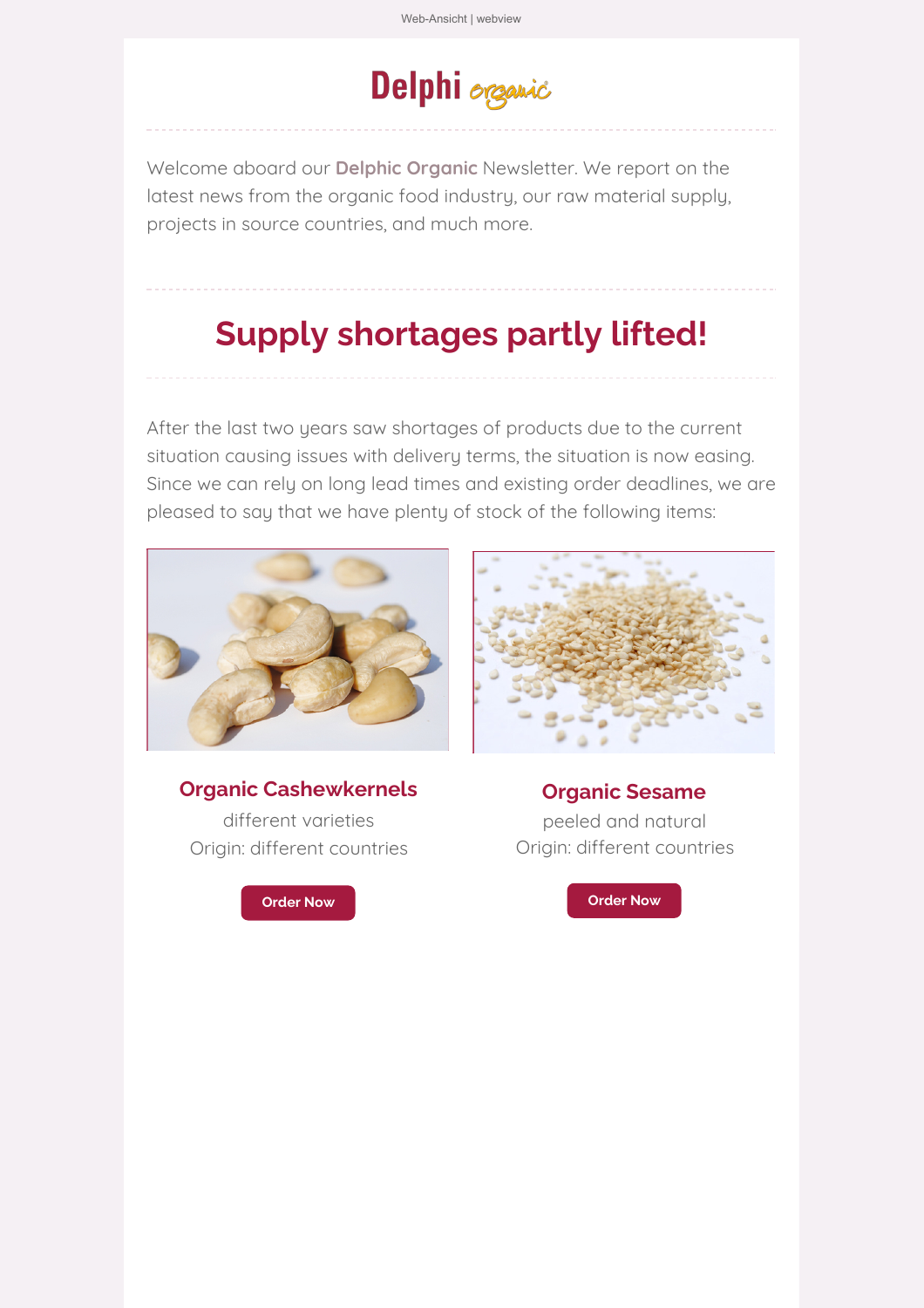Web-Ansicht | webview

Delphi organic

Welcome aboard our **Delphic Organic** Newsletter. We report on the latest news from the organic food industry, our raw material supply, projects in source countries, and much more.

# Supply shortages partly lifted!

After the last two years saw shortages of products due to the current situation causing issues with delivery terms, the situation is now easing. Since we can rely on long lead times and existing order deadlines, we are pleased to say that we have plenty of stock of the following items:

### Organic Cashewkernels

different varieties

Origin: different countries

Order Now

### Organic Sesame

peeled and natural

Origin: different countries

Order Now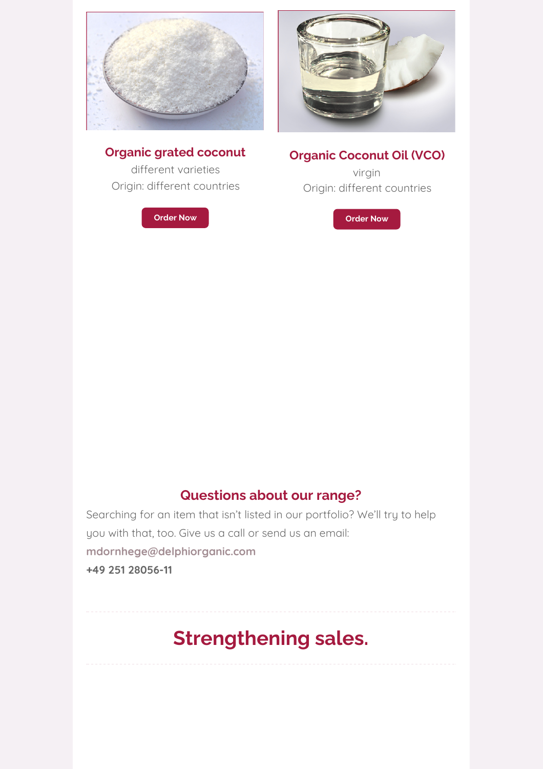### Organic grated coconut

different varieties

Origin: different countries

Order Now

### Organic Coconut Oil (VCO)

virgin

Origin: different countries

Order Now

### Questions about our range?

Searching for an item that isn't listed in our portfolio? We'll try to help you with that, too. Give us a call or send us an email:

mdornhege@delphiorganic.com

**+49 251 28056-11**

---

## Strengthening sales.

---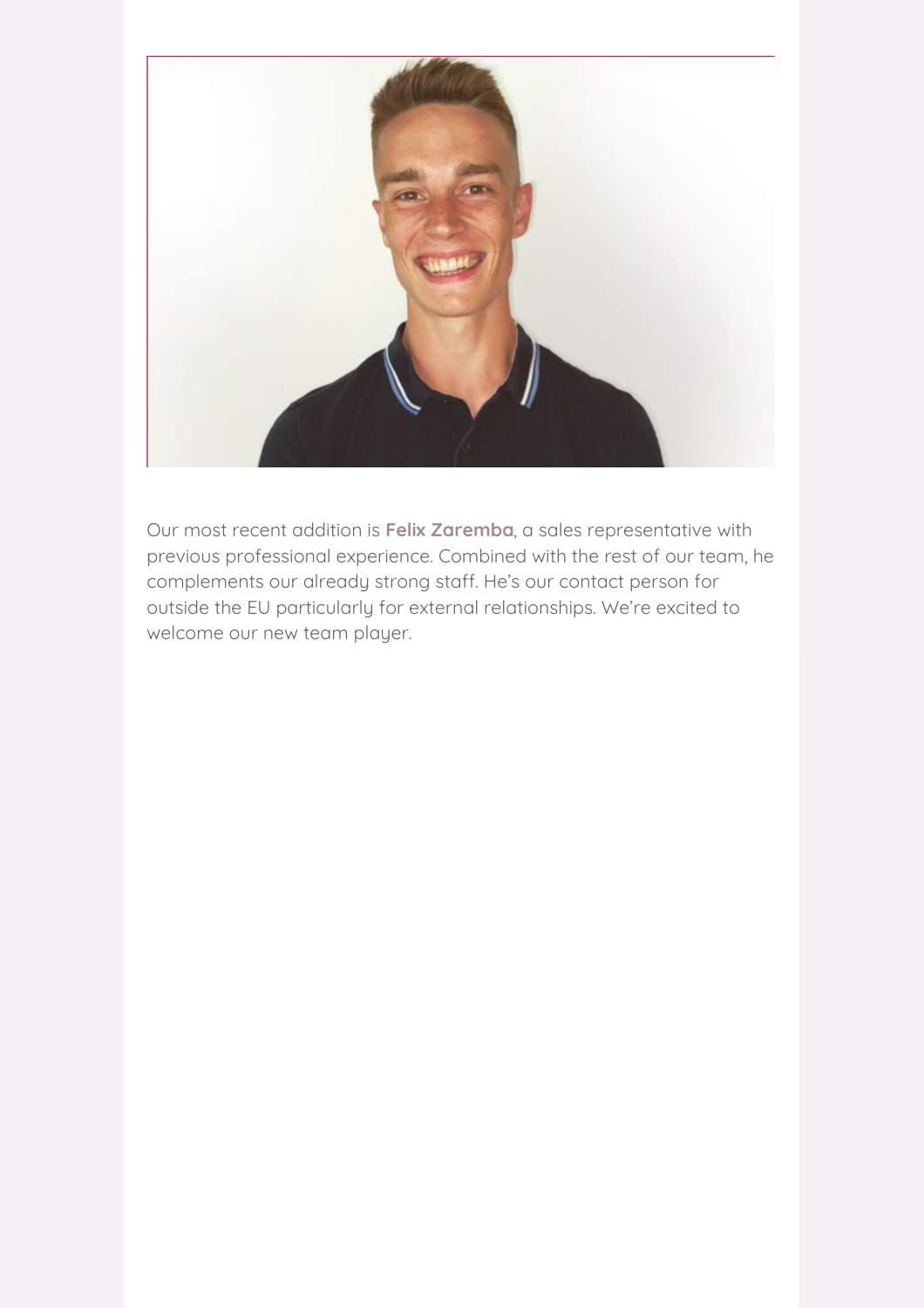Our most recent addition is **Felix Zaremba**, a sales representative with previous professional experience. Combined with the rest of our team, he complements our already strong staff. He's our contact person for outside the EU particularly for external relationships. We're excited to welcome our new team player.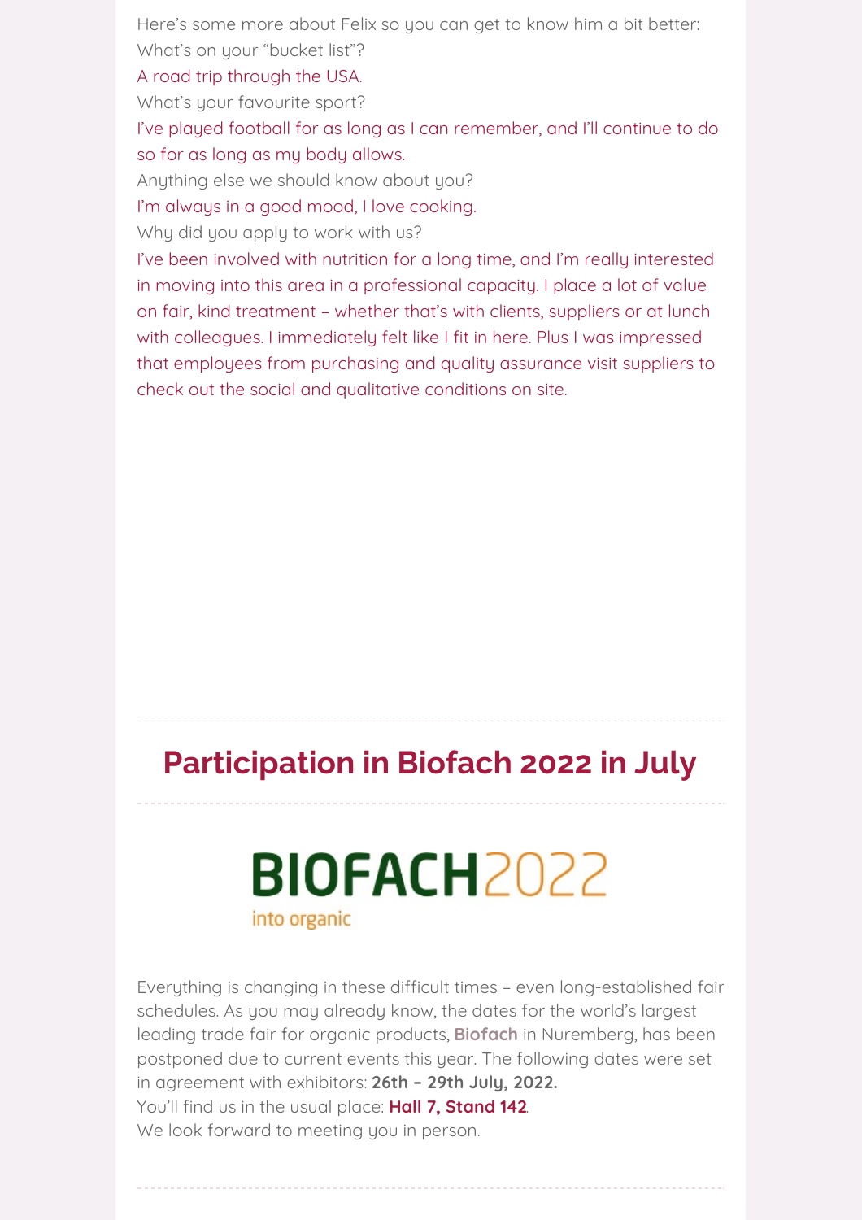Here's some more about Felix so you can get to know him a bit better:

What's on your "bucket list"?

A road trip through the USA.

What's your favourite sport?

I've played football for as long as I can remember, and I'll continue to do so for as long as my body allows.

Anything else we should know about you?

I'm always in a good mood, I love cooking.

Why did you apply to work with us?

I've been involved with nutrition for a long time, and I'm really interested in moving into this area in a professional capacity. I place a lot of value on fair, kind treatment – whether that's with clients, suppliers or at lunch with colleagues. I immediately felt like I fit in here. Plus I was impressed that employees from purchasing and quality assurance visit suppliers to check out the social and qualitative conditions on site.

---

## Participation in Biofach 2022 in July

---

BIOFACH2022

into organic

Everything is changing in these difficult times – even long-established fair schedules. As you may already know, the dates for the world's largest leading trade fair for organic products, **Biofach** in Nuremberg, has been postponed due to current events this year. The following dates were set in agreement with exhibitors: **26th – 29th July, 2022.**

You'll find us in the usual place: **Hall 7, Stand 142**.

We look forward to meeting you in person.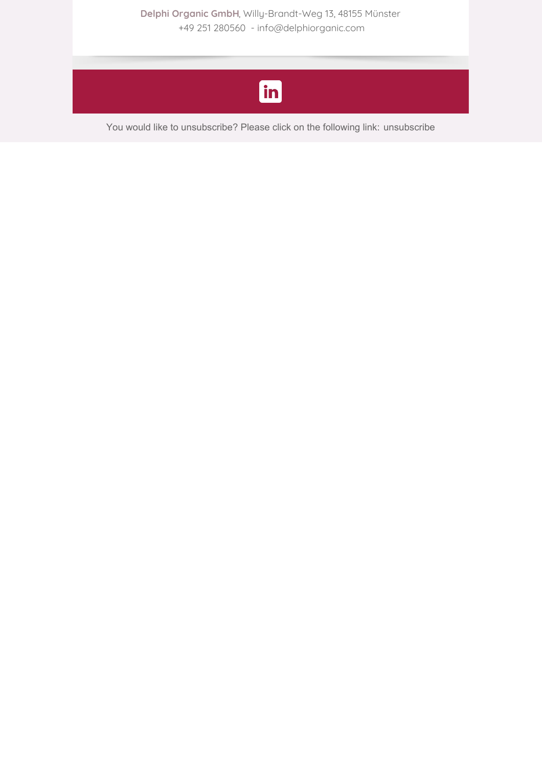**Delphi Organic GmbH**, Willy-Brandt-Weg 13, 48155 Münster
+49 251 280560 - info@delphiorganic.com

You would like to unsubscribe? Please click on the following link: unsubscribe